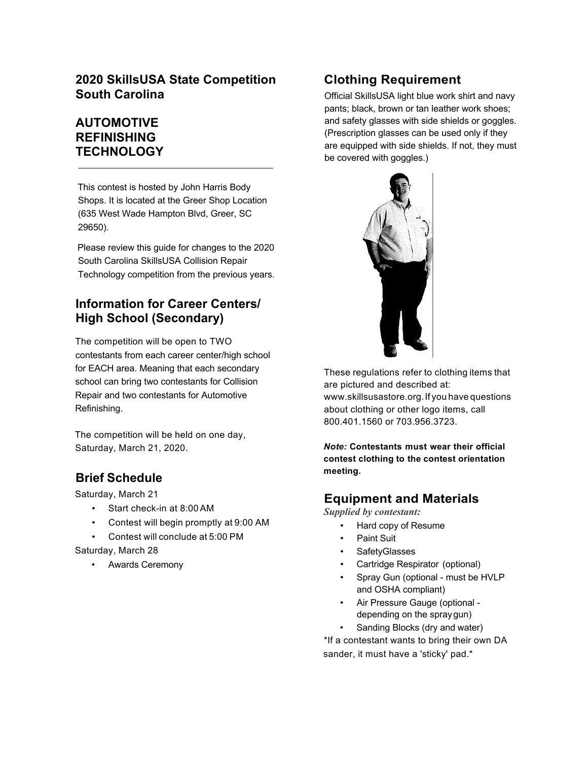## 2020 SkillsUSA State Competition South Carolina

# AUTOMOTIVE REFINISHING TECHNOLOGY

This contest is hosted by John Harris Body Shops. It is located at the Greer Shop Location (635 West Wade Hampton Blvd, Greer, SC 29650).

Please review this guide for changes to the 2020 South Carolina SkillsUSA Collision Repair Technology competition from the previous years.

## Information for Career Centers/ High School (Secondary)

The competition will be open to TWO contestants from each career center/high school for EACH area. Meaning that each secondary school can bring two contestants for Collision Repair and two contestants for Automotive Refinishing.

The competition will be held on one day, Saturday, March 21, 2020.

## Brief Schedule

Saturday, March 21

- Start check-in at 8:00 AM
- Contest will begin promptly at 9:00 AM
- Contest will conclude at 5:00 PM

Saturday, March 28

- Awards Ceremony

## Clothing Requirement

Official SkillsUSA light blue work shirt and navy pants; black, brown or tan leather work shoes; and safety glasses with side shields or goggles. (Prescription glasses can be used only if they are equipped with side shields. If not, they must be covered with goggles.)

These regulations refer to clothing items that are pictured and described at: www.skillsusastore.org. If you have questions about clothing or other logo items, call 800.401.1560 or 703.956.3723.

***Note:* Contestants must wear their official contest clothing to the contest orientation meeting.**

## Equipment and Materials

***Supplied by contestant:***

- Hard copy of Resume
- Paint Suit
- SafetyGlasses
- Cartridge Respirator (optional)
- Spray Gun (optional - must be HVLP and OSHA compliant)
- Air Pressure Gauge (optional - depending on the spray gun)
- Sanding Blocks (dry and water)

*If a contestant wants to bring their own DA sander, it must have a 'sticky' pad.*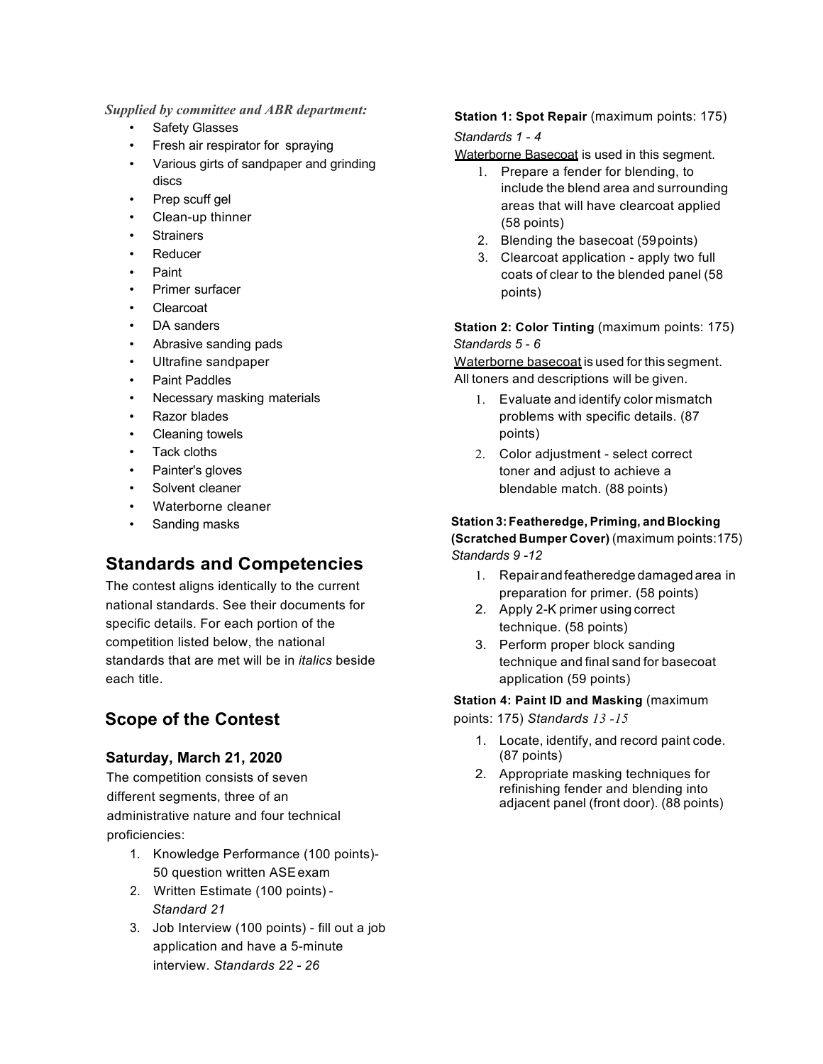***Supplied by committee and ABR department:***

- Safety Glasses
- Fresh air respirator for spraying
- Various girts of sandpaper and grinding discs
- Prep scuff gel
- Clean-up thinner
- Strainers
- Reducer
- Paint
- Primer surfacer
- Clearcoat
- DA sanders
- Abrasive sanding pads
- Ultrafine sandpaper
- Paint Paddles
- Necessary masking materials
- Razor blades
- Cleaning towels
- Tack cloths
- Painter's gloves
- Solvent cleaner
- Waterborne cleaner
- Sanding masks

## Standards and Competencies

The contest aligns identically to the current national standards. See their documents for specific details. For each portion of the competition listed below, the national standards that are met will be in *italics* beside each title.

## Scope of the Contest

### Saturday, March 21, 2020

The competition consists of seven different segments, three of an administrative nature and four technical proficiencies:

1. Knowledge Performance (100 points)- 50 question written ASE exam
2. Written Estimate (100 points) - *Standard 21*
3. Job Interview (100 points) - fill out a job application and have a 5-minute interview. *Standards 22 - 26*

**Station 1: Spot Repair** (maximum points: 175)
*Standards 1 - 4*
Waterborne Basecoat is used in this segment.

1. Prepare a fender for blending, to include the blend area and surrounding areas that will have clearcoat applied (58 points)
2. Blending the basecoat (59 points)
3. Clearcoat application - apply two full coats of clear to the blended panel (58 points)

**Station 2: Color Tinting** (maximum points: 175)
*Standards 5 - 6*
Waterborne basecoat is used for this segment. All toners and descriptions will be given.

1. Evaluate and identify color mismatch problems with specific details. (87 points)
2. Color adjustment - select correct toner and adjust to achieve a blendable match. (88 points)

**Station 3: Featheredge, Priming, and Blocking (Scratched Bumper Cover)** (maximum points:175)
*Standards 9 -12*

1. Repair and featheredge damaged area in preparation for primer. (58 points)
2. Apply 2-K primer using correct technique. (58 points)
3. Perform proper block sanding technique and final sand for basecoat application (59 points)

**Station 4: Paint ID and Masking** (maximum points: 175) *Standards 13 -15*

1. Locate, identify, and record paint code. (87 points)
2. Appropriate masking techniques for refinishing fender and blending into adjacent panel (front door). (88 points)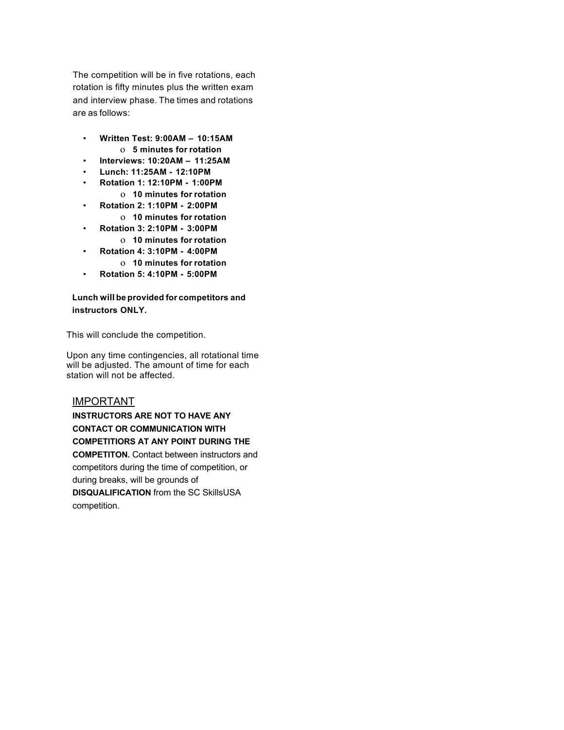The competition will be in five rotations, each rotation is fifty minutes plus the written exam and interview phase. The times and rotations are as follows:

- **Written Test: 9:00AM – 10:15AM**
  - **5 minutes for rotation**
- **Interviews: 10:20AM – 11:25AM**
- **Lunch: 11:25AM - 12:10PM**
- **Rotation 1: 12:10PM - 1:00PM**
  - **10 minutes for rotation**
- **Rotation 2: 1:10PM - 2:00PM**
  - **10 minutes for rotation**
- **Rotation 3: 2:10PM - 3:00PM**
  - **10 minutes for rotation**
- **Rotation 4: 3:10PM - 4:00PM**
  - **10 minutes for rotation**
- **Rotation 5: 4:10PM - 5:00PM**

**Lunch will be provided for competitors and instructors ONLY.**

This will conclude the competition.

Upon any time contingencies, all rotational time will be adjusted. The amount of time for each station will not be affected.

## IMPORTANT

**INSTRUCTORS ARE NOT TO HAVE ANY CONTACT OR COMMUNICATION WITH COMPETITIORS AT ANY POINT DURING THE COMPETITON.** Contact between instructors and competitors during the time of competition, or during breaks, will be grounds of **DISQUALIFICATION** from the SC SkillsUSA competition.